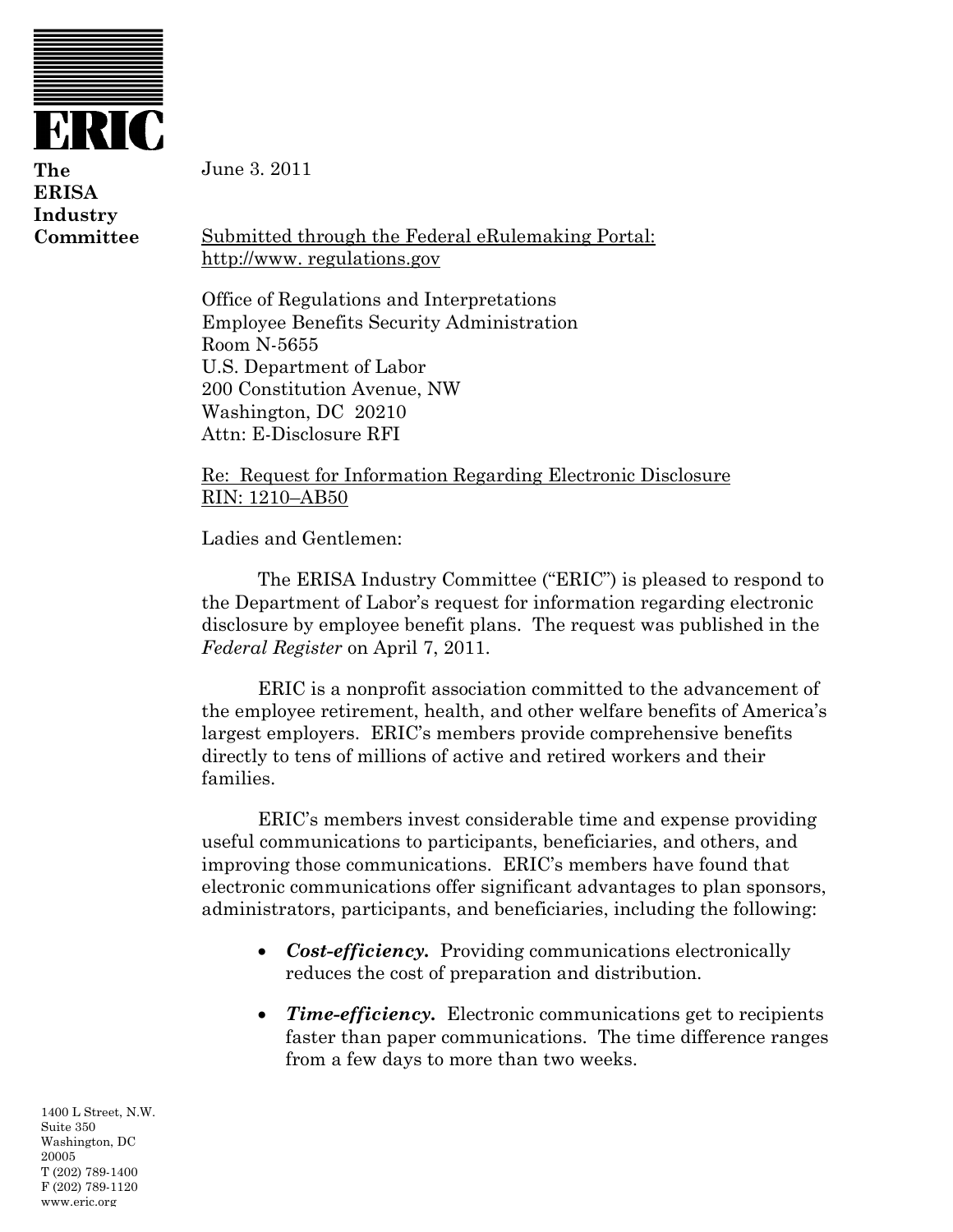# ERIC

**The ERISA Industry Committee**

June 3. 2011

Submitted through the Federal eRulemaking Portal:
http://www. regulations.gov

Office of Regulations and Interpretations
Employee Benefits Security Administration
Room N-5655
U.S. Department of Labor
200 Constitution Avenue, NW
Washington, DC 20210
Attn: E-Disclosure RFI

Re: Request for Information Regarding Electronic Disclosure
RIN: 1210–AB50

Ladies and Gentlemen:

The ERISA Industry Committee ("ERIC") is pleased to respond to the Department of Labor's request for information regarding electronic disclosure by employee benefit plans. The request was published in the *Federal Register* on April 7, 2011.

ERIC is a nonprofit association committed to the advancement of the employee retirement, health, and other welfare benefits of America's largest employers. ERIC's members provide comprehensive benefits directly to tens of millions of active and retired workers and their families.

ERIC's members invest considerable time and expense providing useful communications to participants, beneficiaries, and others, and improving those communications. ERIC's members have found that electronic communications offer significant advantages to plan sponsors, administrators, participants, and beneficiaries, including the following:

- ***Cost-efficiency.*** Providing communications electronically reduces the cost of preparation and distribution.
- ***Time-efficiency.*** Electronic communications get to recipients faster than paper communications. The time difference ranges from a few days to more than two weeks.

1400 L Street, N.W.
Suite 350
Washington, DC
20005
T (202) 789-1400
F (202) 789-1120
www.eric.org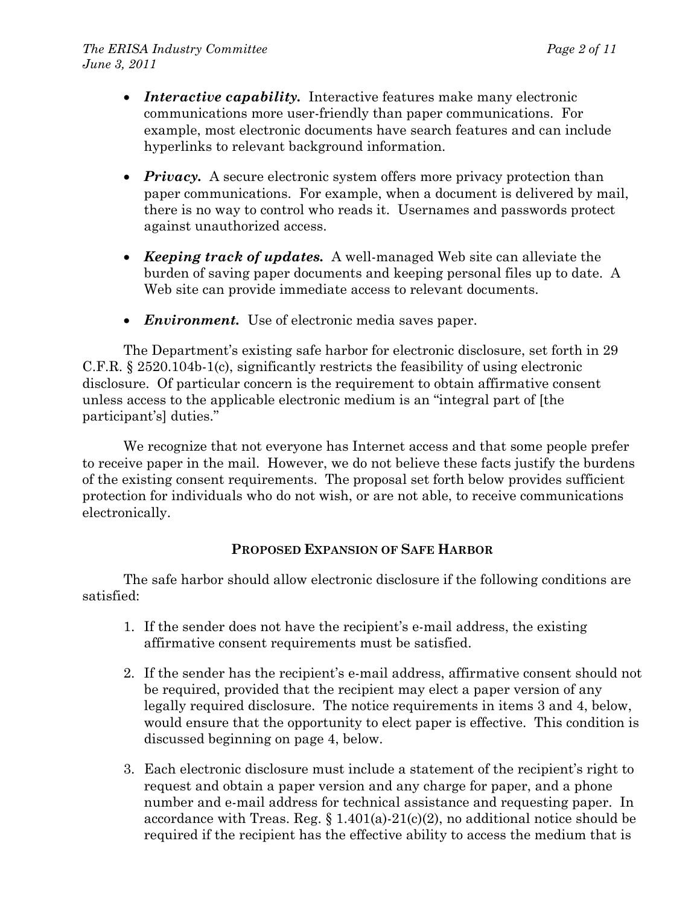- ***Interactive capability.*** Interactive features make many electronic communications more user-friendly than paper communications. For example, most electronic documents have search features and can include hyperlinks to relevant background information.

- ***Privacy.*** A secure electronic system offers more privacy protection than paper communications. For example, when a document is delivered by mail, there is no way to control who reads it. Usernames and passwords protect against unauthorized access.

- ***Keeping track of updates.*** A well-managed Web site can alleviate the burden of saving paper documents and keeping personal files up to date. A Web site can provide immediate access to relevant documents.

- ***Environment.*** Use of electronic media saves paper.

The Department's existing safe harbor for electronic disclosure, set forth in 29 C.F.R. § 2520.104b-1(c), significantly restricts the feasibility of using electronic disclosure. Of particular concern is the requirement to obtain affirmative consent unless access to the applicable electronic medium is an "integral part of [the participant's] duties."

We recognize that not everyone has Internet access and that some people prefer to receive paper in the mail. However, we do not believe these facts justify the burdens of the existing consent requirements. The proposal set forth below provides sufficient protection for individuals who do not wish, or are not able, to receive communications electronically.

## PROPOSED EXPANSION OF SAFE HARBOR

The safe harbor should allow electronic disclosure if the following conditions are satisfied:

1. If the sender does not have the recipient's e-mail address, the existing affirmative consent requirements must be satisfied.

2. If the sender has the recipient's e-mail address, affirmative consent should not be required, provided that the recipient may elect a paper version of any legally required disclosure. The notice requirements in items 3 and 4, below, would ensure that the opportunity to elect paper is effective. This condition is discussed beginning on page 4, below.

3. Each electronic disclosure must include a statement of the recipient's right to request and obtain a paper version and any charge for paper, and a phone number and e-mail address for technical assistance and requesting paper. In accordance with Treas. Reg. § 1.401(a)-21(c)(2), no additional notice should be required if the recipient has the effective ability to access the medium that is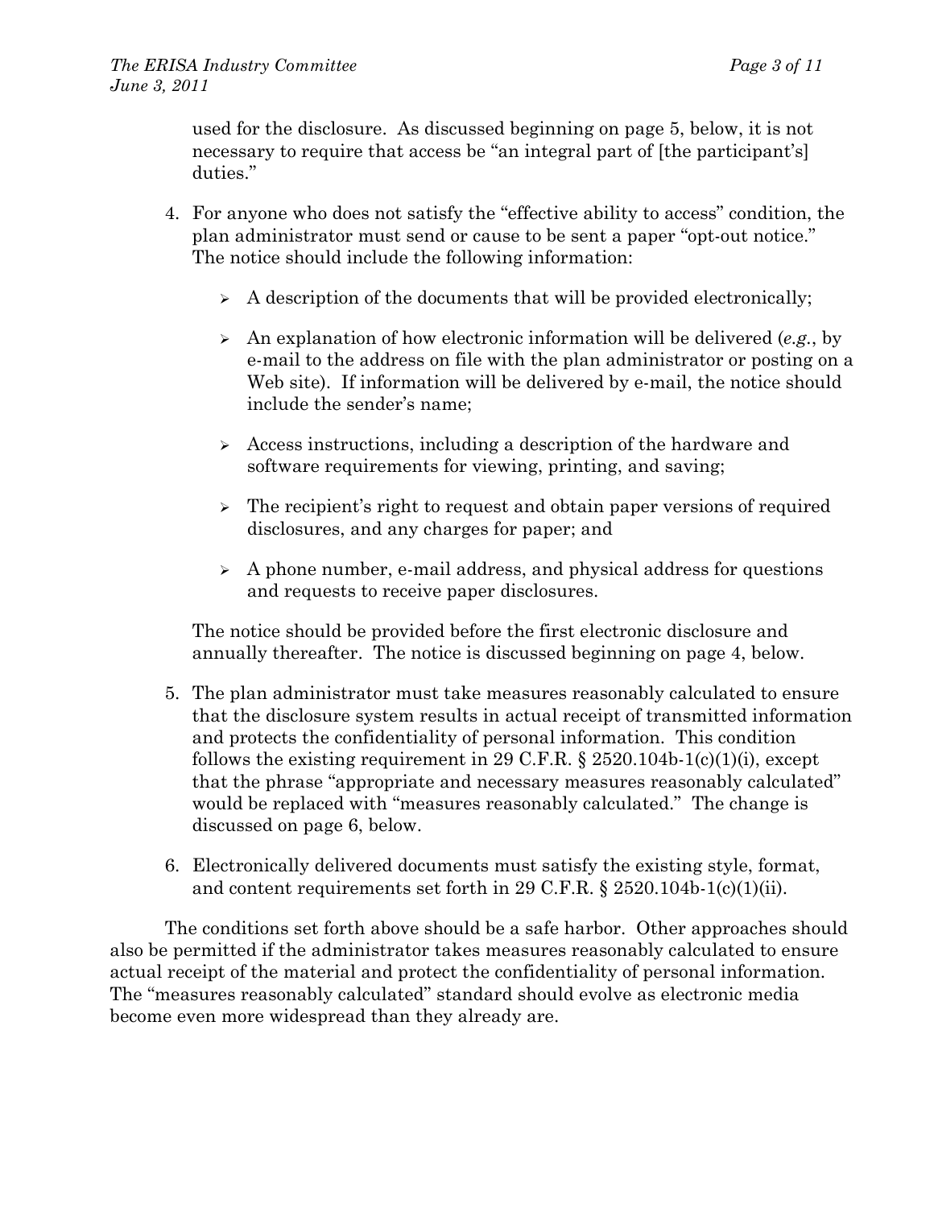used for the disclosure. As discussed beginning on page 5, below, it is not necessary to require that access be "an integral part of [the participant's] duties."

4. For anyone who does not satisfy the "effective ability to access" condition, the plan administrator must send or cause to be sent a paper "opt-out notice." The notice should include the following information:

   - A description of the documents that will be provided electronically;
   - An explanation of how electronic information will be delivered (*e.g.*, by e-mail to the address on file with the plan administrator or posting on a Web site). If information will be delivered by e-mail, the notice should include the sender's name;
   - Access instructions, including a description of the hardware and software requirements for viewing, printing, and saving;
   - The recipient's right to request and obtain paper versions of required disclosures, and any charges for paper; and
   - A phone number, e-mail address, and physical address for questions and requests to receive paper disclosures.

   The notice should be provided before the first electronic disclosure and annually thereafter. The notice is discussed beginning on page 4, below.

5. The plan administrator must take measures reasonably calculated to ensure that the disclosure system results in actual receipt of transmitted information and protects the confidentiality of personal information. This condition follows the existing requirement in 29 C.F.R. § 2520.104b-1(c)(1)(i), except that the phrase "appropriate and necessary measures reasonably calculated" would be replaced with "measures reasonably calculated." The change is discussed on page 6, below.

6. Electronically delivered documents must satisfy the existing style, format, and content requirements set forth in 29 C.F.R. § 2520.104b-1(c)(1)(ii).

The conditions set forth above should be a safe harbor. Other approaches should also be permitted if the administrator takes measures reasonably calculated to ensure actual receipt of the material and protect the confidentiality of personal information. The "measures reasonably calculated" standard should evolve as electronic media become even more widespread than they already are.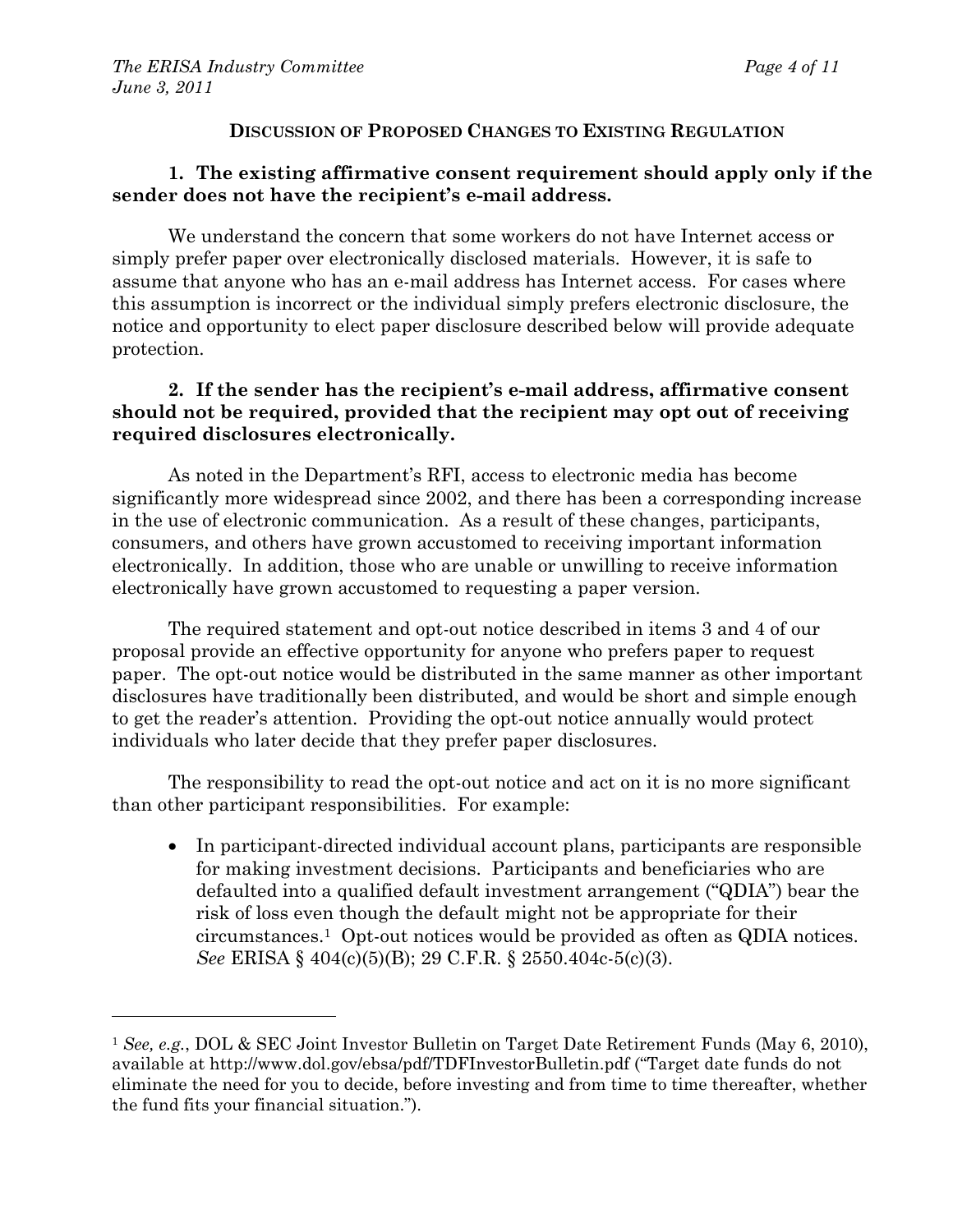## Discussion of Proposed Changes to Existing Regulation

**1. The existing affirmative consent requirement should apply only if the sender does not have the recipient's e-mail address.**

We understand the concern that some workers do not have Internet access or simply prefer paper over electronically disclosed materials. However, it is safe to assume that anyone who has an e-mail address has Internet access. For cases where this assumption is incorrect or the individual simply prefers electronic disclosure, the notice and opportunity to elect paper disclosure described below will provide adequate protection.

**2. If the sender has the recipient's e-mail address, affirmative consent should not be required, provided that the recipient may opt out of receiving required disclosures electronically.**

As noted in the Department's RFI, access to electronic media has become significantly more widespread since 2002, and there has been a corresponding increase in the use of electronic communication. As a result of these changes, participants, consumers, and others have grown accustomed to receiving important information electronically. In addition, those who are unable or unwilling to receive information electronically have grown accustomed to requesting a paper version.

The required statement and opt-out notice described in items 3 and 4 of our proposal provide an effective opportunity for anyone who prefers paper to request paper. The opt-out notice would be distributed in the same manner as other important disclosures have traditionally been distributed, and would be short and simple enough to get the reader's attention. Providing the opt-out notice annually would protect individuals who later decide that they prefer paper disclosures.

The responsibility to read the opt-out notice and act on it is no more significant than other participant responsibilities. For example:

- In participant-directed individual account plans, participants are responsible for making investment decisions. Participants and beneficiaries who are defaulted into a qualified default investment arrangement ("QDIA") bear the risk of loss even though the default might not be appropriate for their circumstances.[1] Opt-out notices would be provided as often as QDIA notices. *See* ERISA § 404(c)(5)(B); 29 C.F.R. § 2550.404c-5(c)(3).

---

[1] *See, e.g.*, DOL & SEC Joint Investor Bulletin on Target Date Retirement Funds (May 6, 2010), available at http://www.dol.gov/ebsa/pdf/TDFInvestorBulletin.pdf ("Target date funds do not eliminate the need for you to decide, before investing and from time to time thereafter, whether the fund fits your financial situation.").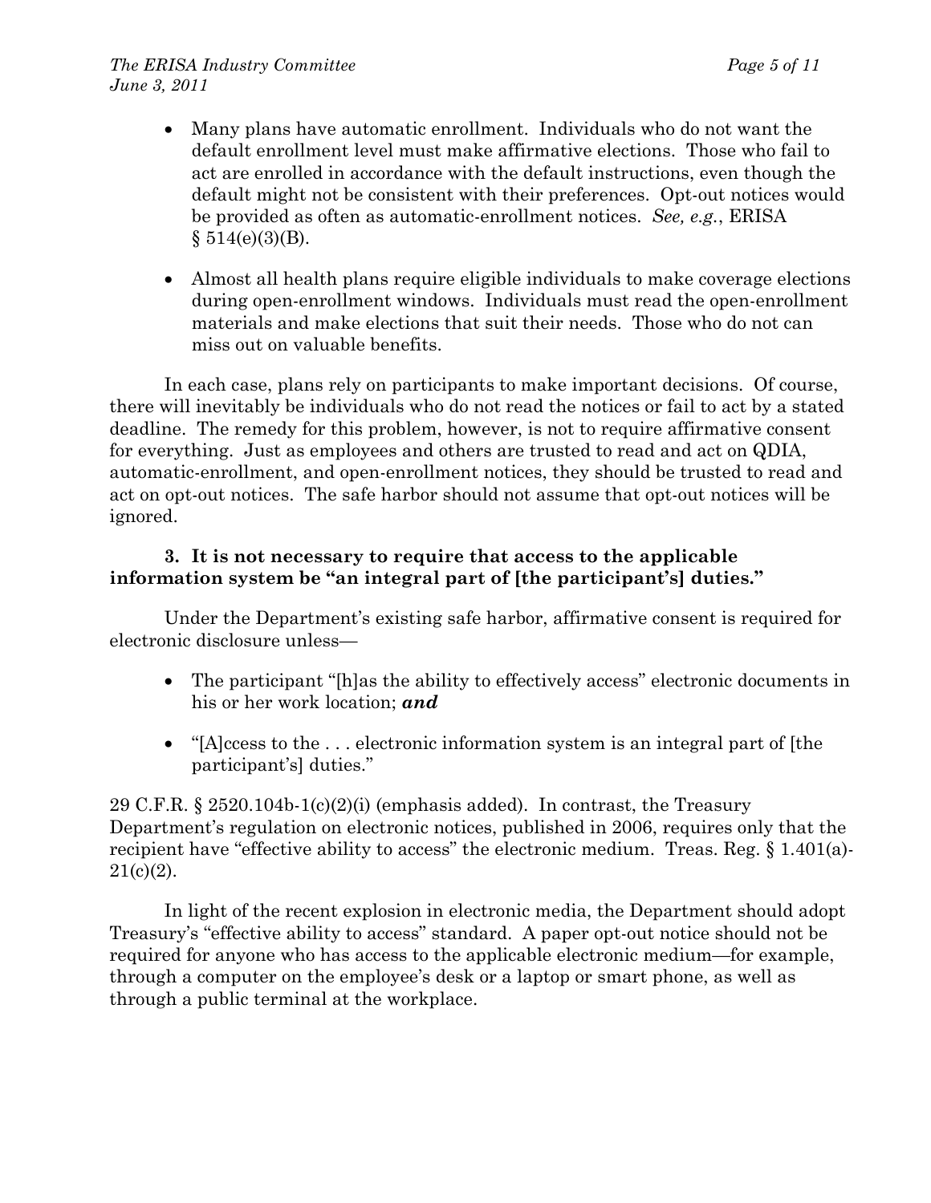- Many plans have automatic enrollment. Individuals who do not want the default enrollment level must make affirmative elections. Those who fail to act are enrolled in accordance with the default instructions, even though the default might not be consistent with their preferences. Opt-out notices would be provided as often as automatic-enrollment notices. *See, e.g.*, ERISA § 514(e)(3)(B).

- Almost all health plans require eligible individuals to make coverage elections during open-enrollment windows. Individuals must read the open-enrollment materials and make elections that suit their needs. Those who do not can miss out on valuable benefits.

In each case, plans rely on participants to make important decisions. Of course, there will inevitably be individuals who do not read the notices or fail to act by a stated deadline. The remedy for this problem, however, is not to require affirmative consent for everything. Just as employees and others are trusted to read and act on QDIA, automatic-enrollment, and open-enrollment notices, they should be trusted to read and act on opt-out notices. The safe harbor should not assume that opt-out notices will be ignored.

### 3. It is not necessary to require that access to the applicable information system be "an integral part of [the participant's] duties."

Under the Department's existing safe harbor, affirmative consent is required for electronic disclosure unless—

- The participant "[h]as the ability to effectively access" electronic documents in his or her work location; ***and***

- "[A]ccess to the . . . electronic information system is an integral part of [the participant's] duties."

29 C.F.R. § 2520.104b-1(c)(2)(i) (emphasis added). In contrast, the Treasury Department's regulation on electronic notices, published in 2006, requires only that the recipient have "effective ability to access" the electronic medium. Treas. Reg. § 1.401(a)-21(c)(2).

In light of the recent explosion in electronic media, the Department should adopt Treasury's "effective ability to access" standard. A paper opt-out notice should not be required for anyone who has access to the applicable electronic medium—for example, through a computer on the employee's desk or a laptop or smart phone, as well as through a public terminal at the workplace.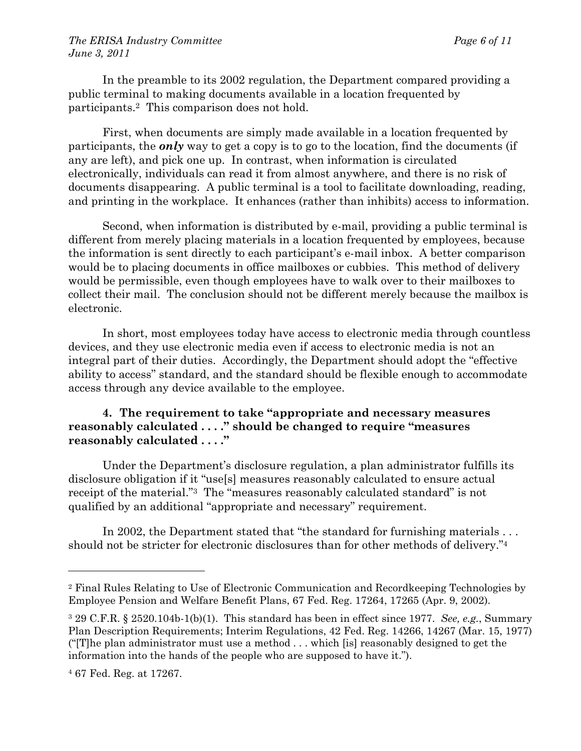In the preamble to its 2002 regulation, the Department compared providing a public terminal to making documents available in a location frequented by participants.[2] This comparison does not hold.

First, when documents are simply made available in a location frequented by participants, the ***only*** way to get a copy is to go to the location, find the documents (if any are left), and pick one up. In contrast, when information is circulated electronically, individuals can read it from almost anywhere, and there is no risk of documents disappearing. A public terminal is a tool to facilitate downloading, reading, and printing in the workplace. It enhances (rather than inhibits) access to information.

Second, when information is distributed by e-mail, providing a public terminal is different from merely placing materials in a location frequented by employees, because the information is sent directly to each participant's e-mail inbox. A better comparison would be to placing documents in office mailboxes or cubbies. This method of delivery would be permissible, even though employees have to walk over to their mailboxes to collect their mail. The conclusion should not be different merely because the mailbox is electronic.

In short, most employees today have access to electronic media through countless devices, and they use electronic media even if access to electronic media is not an integral part of their duties. Accordingly, the Department should adopt the "effective ability to access" standard, and the standard should be flexible enough to accommodate access through any device available to the employee.

### 4. The requirement to take "appropriate and necessary measures reasonably calculated . . . ." should be changed to require "measures reasonably calculated . . . ."

Under the Department's disclosure regulation, a plan administrator fulfills its disclosure obligation if it "use[s] measures reasonably calculated to ensure actual receipt of the material."[3] The "measures reasonably calculated standard" is not qualified by an additional "appropriate and necessary" requirement.

In 2002, the Department stated that "the standard for furnishing materials . . . should not be stricter for electronic disclosures than for other methods of delivery."[4]

---

[2] Final Rules Relating to Use of Electronic Communication and Recordkeeping Technologies by Employee Pension and Welfare Benefit Plans, 67 Fed. Reg. 17264, 17265 (Apr. 9, 2002).

[3] 29 C.F.R. § 2520.104b-1(b)(1). This standard has been in effect since 1977. *See, e.g.*, Summary Plan Description Requirements; Interim Regulations, 42 Fed. Reg. 14266, 14267 (Mar. 15, 1977) ("[T]he plan administrator must use a method . . . which [is] reasonably designed to get the information into the hands of the people who are supposed to have it.").

[4] 67 Fed. Reg. at 17267.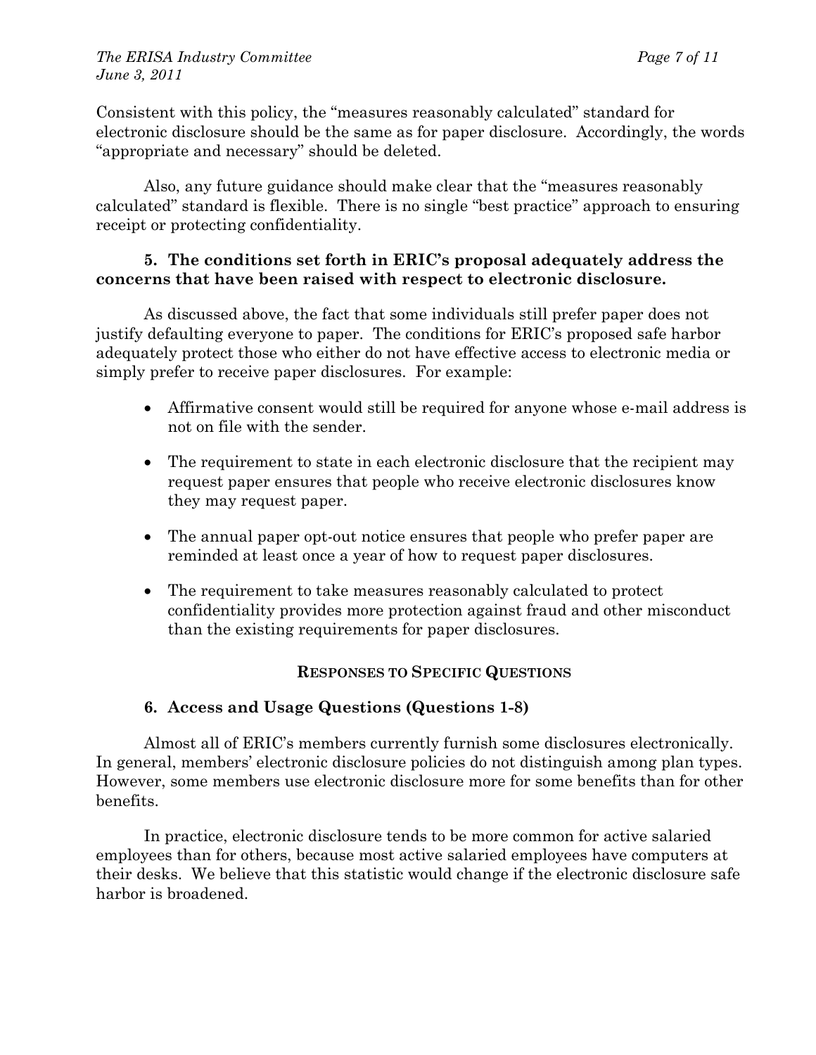Consistent with this policy, the "measures reasonably calculated" standard for electronic disclosure should be the same as for paper disclosure. Accordingly, the words "appropriate and necessary" should be deleted.

Also, any future guidance should make clear that the "measures reasonably calculated" standard is flexible. There is no single "best practice" approach to ensuring receipt or protecting confidentiality.

### 5. The conditions set forth in ERIC's proposal adequately address the concerns that have been raised with respect to electronic disclosure.

As discussed above, the fact that some individuals still prefer paper does not justify defaulting everyone to paper. The conditions for ERIC's proposed safe harbor adequately protect those who either do not have effective access to electronic media or simply prefer to receive paper disclosures. For example:

- Affirmative consent would still be required for anyone whose e-mail address is not on file with the sender.
- The requirement to state in each electronic disclosure that the recipient may request paper ensures that people who receive electronic disclosures know they may request paper.
- The annual paper opt-out notice ensures that people who prefer paper are reminded at least once a year of how to request paper disclosures.
- The requirement to take measures reasonably calculated to protect confidentiality provides more protection against fraud and other misconduct than the existing requirements for paper disclosures.

## RESPONSES TO SPECIFIC QUESTIONS

### 6. Access and Usage Questions (Questions 1-8)

Almost all of ERIC's members currently furnish some disclosures electronically. In general, members' electronic disclosure policies do not distinguish among plan types. However, some members use electronic disclosure more for some benefits than for other benefits.

In practice, electronic disclosure tends to be more common for active salaried employees than for others, because most active salaried employees have computers at their desks. We believe that this statistic would change if the electronic disclosure safe harbor is broadened.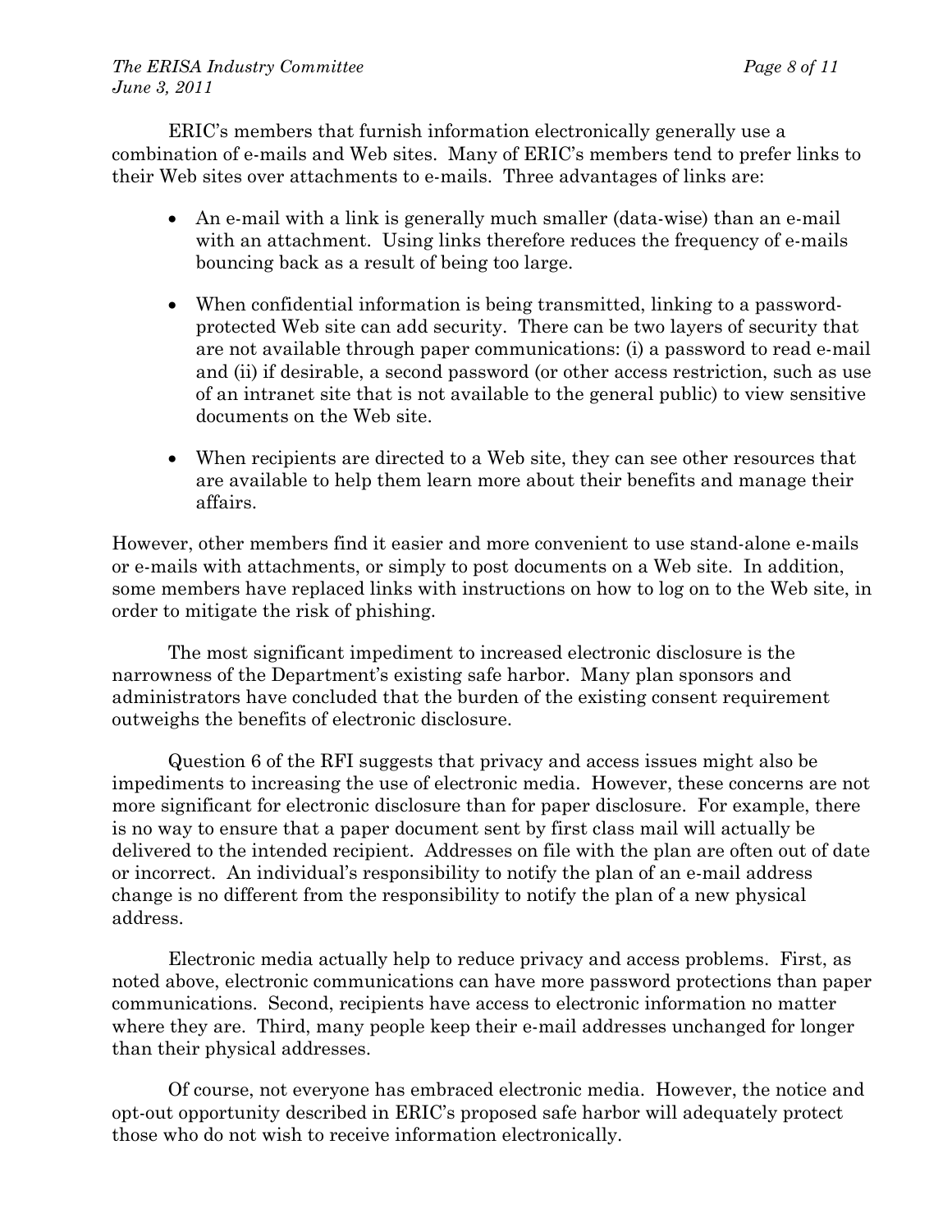ERIC's members that furnish information electronically generally use a combination of e-mails and Web sites. Many of ERIC's members tend to prefer links to their Web sites over attachments to e-mails. Three advantages of links are:

- An e-mail with a link is generally much smaller (data-wise) than an e-mail with an attachment. Using links therefore reduces the frequency of e-mails bouncing back as a result of being too large.
- When confidential information is being transmitted, linking to a password-protected Web site can add security. There can be two layers of security that are not available through paper communications: (i) a password to read e-mail and (ii) if desirable, a second password (or other access restriction, such as use of an intranet site that is not available to the general public) to view sensitive documents on the Web site.
- When recipients are directed to a Web site, they can see other resources that are available to help them learn more about their benefits and manage their affairs.

However, other members find it easier and more convenient to use stand-alone e-mails or e-mails with attachments, or simply to post documents on a Web site. In addition, some members have replaced links with instructions on how to log on to the Web site, in order to mitigate the risk of phishing.

The most significant impediment to increased electronic disclosure is the narrowness of the Department's existing safe harbor. Many plan sponsors and administrators have concluded that the burden of the existing consent requirement outweighs the benefits of electronic disclosure.

Question 6 of the RFI suggests that privacy and access issues might also be impediments to increasing the use of electronic media. However, these concerns are not more significant for electronic disclosure than for paper disclosure. For example, there is no way to ensure that a paper document sent by first class mail will actually be delivered to the intended recipient. Addresses on file with the plan are often out of date or incorrect. An individual's responsibility to notify the plan of an e-mail address change is no different from the responsibility to notify the plan of a new physical address.

Electronic media actually help to reduce privacy and access problems. First, as noted above, electronic communications can have more password protections than paper communications. Second, recipients have access to electronic information no matter where they are. Third, many people keep their e-mail addresses unchanged for longer than their physical addresses.

Of course, not everyone has embraced electronic media. However, the notice and opt-out opportunity described in ERIC's proposed safe harbor will adequately protect those who do not wish to receive information electronically.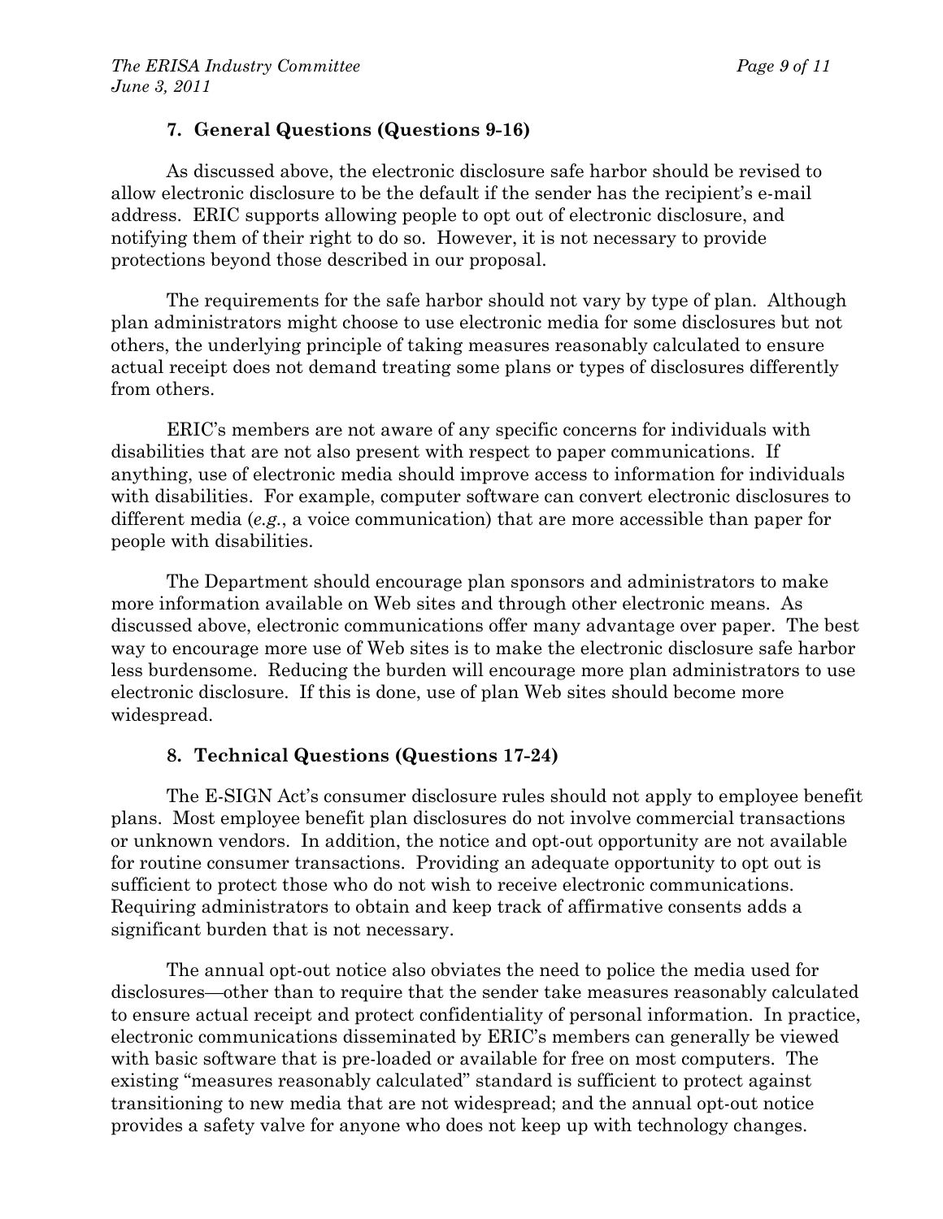### 7. General Questions (Questions 9-16)

As discussed above, the electronic disclosure safe harbor should be revised to allow electronic disclosure to be the default if the sender has the recipient's e-mail address. ERIC supports allowing people to opt out of electronic disclosure, and notifying them of their right to do so. However, it is not necessary to provide protections beyond those described in our proposal.

The requirements for the safe harbor should not vary by type of plan. Although plan administrators might choose to use electronic media for some disclosures but not others, the underlying principle of taking measures reasonably calculated to ensure actual receipt does not demand treating some plans or types of disclosures differently from others.

ERIC's members are not aware of any specific concerns for individuals with disabilities that are not also present with respect to paper communications. If anything, use of electronic media should improve access to information for individuals with disabilities. For example, computer software can convert electronic disclosures to different media (*e.g.*, a voice communication) that are more accessible than paper for people with disabilities.

The Department should encourage plan sponsors and administrators to make more information available on Web sites and through other electronic means. As discussed above, electronic communications offer many advantage over paper. The best way to encourage more use of Web sites is to make the electronic disclosure safe harbor less burdensome. Reducing the burden will encourage more plan administrators to use electronic disclosure. If this is done, use of plan Web sites should become more widespread.

### 8. Technical Questions (Questions 17-24)

The E-SIGN Act's consumer disclosure rules should not apply to employee benefit plans. Most employee benefit plan disclosures do not involve commercial transactions or unknown vendors. In addition, the notice and opt-out opportunity are not available for routine consumer transactions. Providing an adequate opportunity to opt out is sufficient to protect those who do not wish to receive electronic communications. Requiring administrators to obtain and keep track of affirmative consents adds a significant burden that is not necessary.

The annual opt-out notice also obviates the need to police the media used for disclosures—other than to require that the sender take measures reasonably calculated to ensure actual receipt and protect confidentiality of personal information. In practice, electronic communications disseminated by ERIC's members can generally be viewed with basic software that is pre-loaded or available for free on most computers. The existing "measures reasonably calculated" standard is sufficient to protect against transitioning to new media that are not widespread; and the annual opt-out notice provides a safety valve for anyone who does not keep up with technology changes.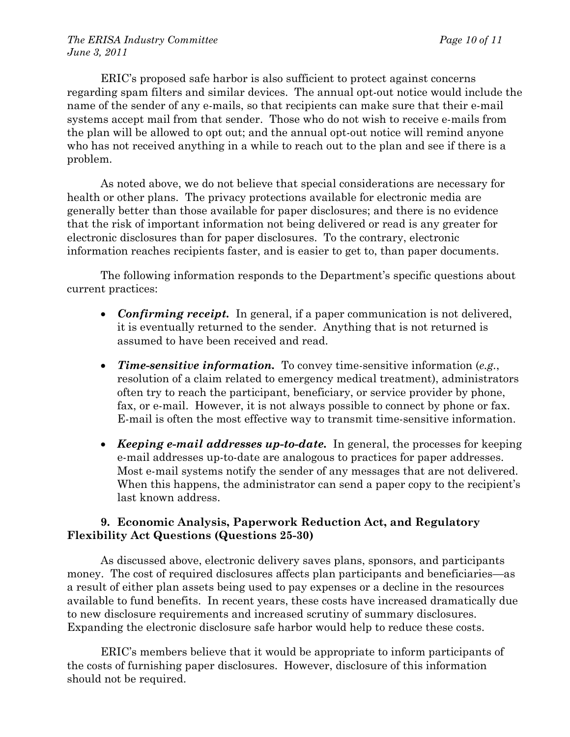ERIC's proposed safe harbor is also sufficient to protect against concerns regarding spam filters and similar devices. The annual opt-out notice would include the name of the sender of any e-mails, so that recipients can make sure that their e-mail systems accept mail from that sender. Those who do not wish to receive e-mails from the plan will be allowed to opt out; and the annual opt-out notice will remind anyone who has not received anything in a while to reach out to the plan and see if there is a problem.

As noted above, we do not believe that special considerations are necessary for health or other plans. The privacy protections available for electronic media are generally better than those available for paper disclosures; and there is no evidence that the risk of important information not being delivered or read is any greater for electronic disclosures than for paper disclosures. To the contrary, electronic information reaches recipients faster, and is easier to get to, than paper documents.

The following information responds to the Department's specific questions about current practices:

- ***Confirming receipt.*** In general, if a paper communication is not delivered, it is eventually returned to the sender. Anything that is not returned is assumed to have been received and read.
- ***Time-sensitive information.*** To convey time-sensitive information (*e.g.*, resolution of a claim related to emergency medical treatment), administrators often try to reach the participant, beneficiary, or service provider by phone, fax, or e-mail. However, it is not always possible to connect by phone or fax. E-mail is often the most effective way to transmit time-sensitive information.
- ***Keeping e-mail addresses up-to-date.*** In general, the processes for keeping e-mail addresses up-to-date are analogous to practices for paper addresses. Most e-mail systems notify the sender of any messages that are not delivered. When this happens, the administrator can send a paper copy to the recipient's last known address.

### 9. Economic Analysis, Paperwork Reduction Act, and Regulatory Flexibility Act Questions (Questions 25-30)

As discussed above, electronic delivery saves plans, sponsors, and participants money. The cost of required disclosures affects plan participants and beneficiaries—as a result of either plan assets being used to pay expenses or a decline in the resources available to fund benefits. In recent years, these costs have increased dramatically due to new disclosure requirements and increased scrutiny of summary disclosures. Expanding the electronic disclosure safe harbor would help to reduce these costs.

ERIC's members believe that it would be appropriate to inform participants of the costs of furnishing paper disclosures. However, disclosure of this information should not be required.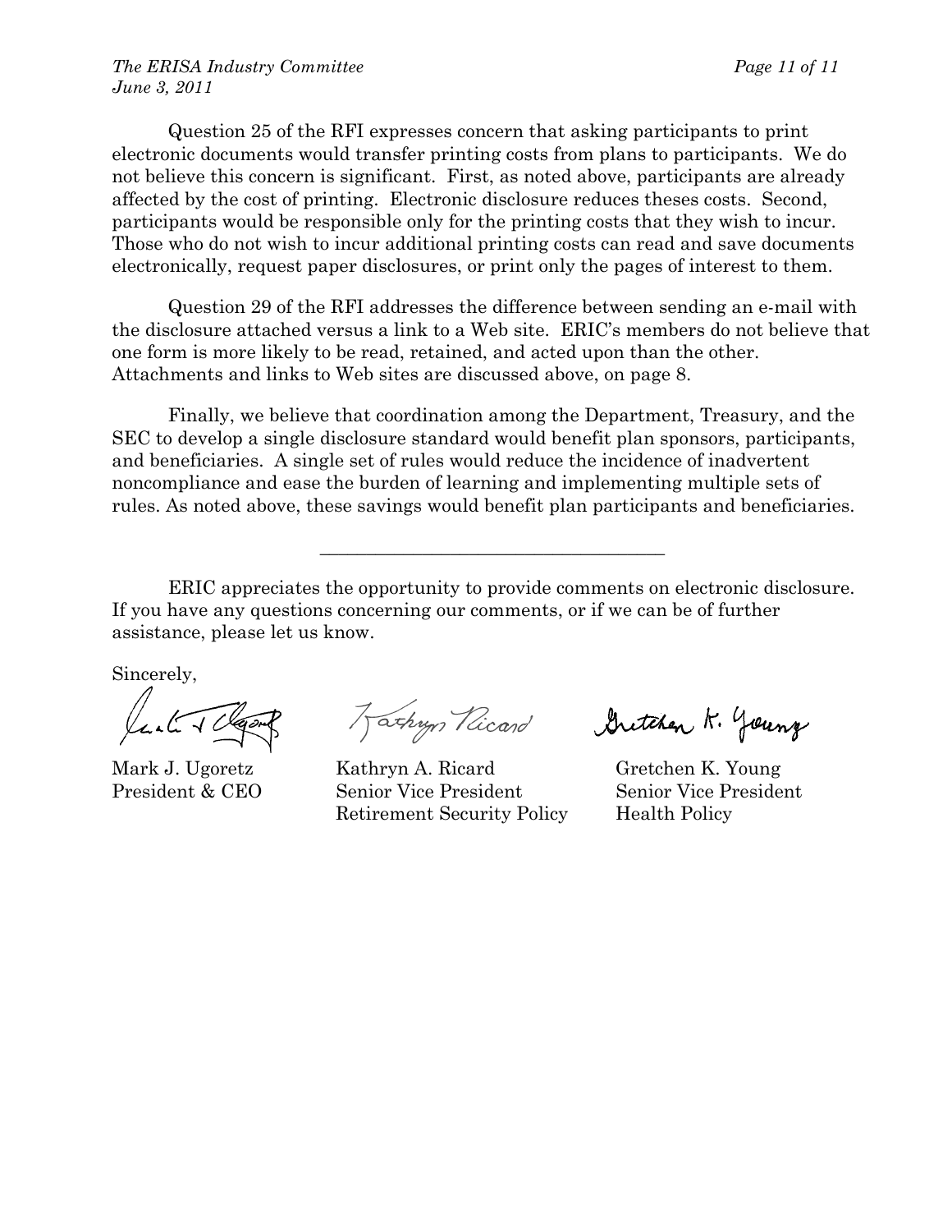Question 25 of the RFI expresses concern that asking participants to print electronic documents would transfer printing costs from plans to participants. We do not believe this concern is significant. First, as noted above, participants are already affected by the cost of printing. Electronic disclosure reduces theses costs. Second, participants would be responsible only for the printing costs that they wish to incur. Those who do not wish to incur additional printing costs can read and save documents electronically, request paper disclosures, or print only the pages of interest to them.

Question 29 of the RFI addresses the difference between sending an e-mail with the disclosure attached versus a link to a Web site. ERIC's members do not believe that one form is more likely to be read, retained, and acted upon than the other. Attachments and links to Web sites are discussed above, on page 8.

Finally, we believe that coordination among the Department, Treasury, and the SEC to develop a single disclosure standard would benefit plan sponsors, participants, and beneficiaries. A single set of rules would reduce the incidence of inadvertent noncompliance and ease the burden of learning and implementing multiple sets of rules. As noted above, these savings would benefit plan participants and beneficiaries.

---

ERIC appreciates the opportunity to provide comments on electronic disclosure. If you have any questions concerning our comments, or if we can be of further assistance, please let us know.

Sincerely,

Mark J. Ugoretz
President & CEO

Kathryn A. Ricard
Senior Vice President
Retirement Security Policy

Gretchen K. Young
Senior Vice President
Health Policy